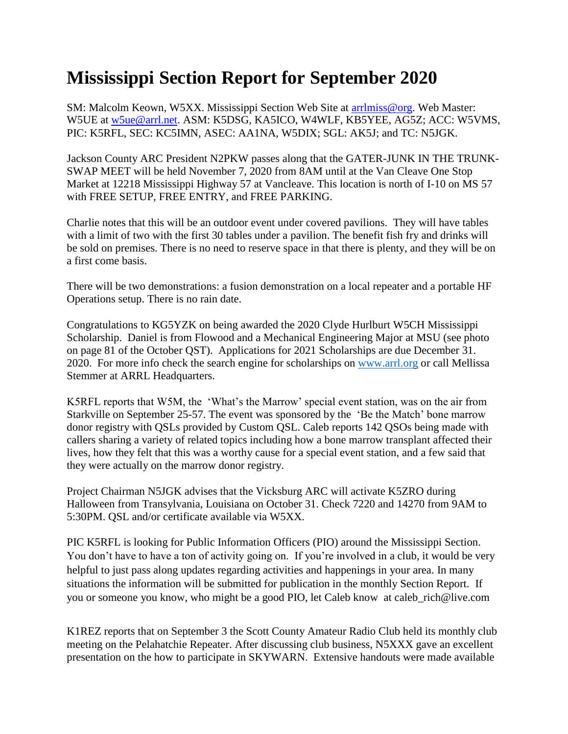# Mississippi Section Report for September 2020

SM: Malcolm Keown, W5XX. Mississippi Section Web Site at arrlmiss@org. Web Master: W5UE at w5ue@arrl.net. ASM: K5DSG, KA5ICO, W4WLF, KB5YEE, AG5Z; ACC: W5VMS, PIC: K5RFL, SEC: KC5IMN, ASEC: AA1NA, W5DIX; SGL: AK5J; and TC: N5JGK.

Jackson County ARC President N2PKW passes along that the GATER-JUNK IN THE TRUNK-SWAP MEET will be held November 7, 2020 from 8AM until at the Van Cleave One Stop Market at 12218 Mississippi Highway 57 at Vancleave. This location is north of I-10 on MS 57 with FREE SETUP, FREE ENTRY, and FREE PARKING.

Charlie notes that this will be an outdoor event under covered pavilions. They will have tables with a limit of two with the first 30 tables under a pavilion. The benefit fish fry and drinks will be sold on premises. There is no need to reserve space in that there is plenty, and they will be on a first come basis.

There will be two demonstrations: a fusion demonstration on a local repeater and a portable HF Operations setup. There is no rain date.

Congratulations to KG5YZK on being awarded the 2020 Clyde Hurlburt W5CH Mississippi Scholarship. Daniel is from Flowood and a Mechanical Engineering Major at MSU (see photo on page 81 of the October QST). Applications for 2021 Scholarships are due December 31. 2020. For more info check the search engine for scholarships on www.arrl.org or call Mellissa Stemmer at ARRL Headquarters.

K5RFL reports that W5M, the 'What's the Marrow' special event station, was on the air from Starkville on September 25-57. The event was sponsored by the 'Be the Match' bone marrow donor registry with QSLs provided by Custom QSL. Caleb reports 142 QSOs being made with callers sharing a variety of related topics including how a bone marrow transplant affected their lives, how they felt that this was a worthy cause for a special event station, and a few said that they were actually on the marrow donor registry.

Project Chairman N5JGK advises that the Vicksburg ARC will activate K5ZRO during Halloween from Transylvania, Louisiana on October 31. Check 7220 and 14270 from 9AM to 5:30PM. QSL and/or certificate available via W5XX.

PIC K5RFL is looking for Public Information Officers (PIO) around the Mississippi Section. You don't have to have a ton of activity going on. If you're involved in a club, it would be very helpful to just pass along updates regarding activities and happenings in your area. In many situations the information will be submitted for publication in the monthly Section Report. If you or someone you know, who might be a good PIO, let Caleb know at caleb_rich@live.com

K1REZ reports that on September 3 the Scott County Amateur Radio Club held its monthly club meeting on the Pelahatchie Repeater. After discussing club business, N5XXX gave an excellent presentation on the how to participate in SKYWARN. Extensive handouts were made available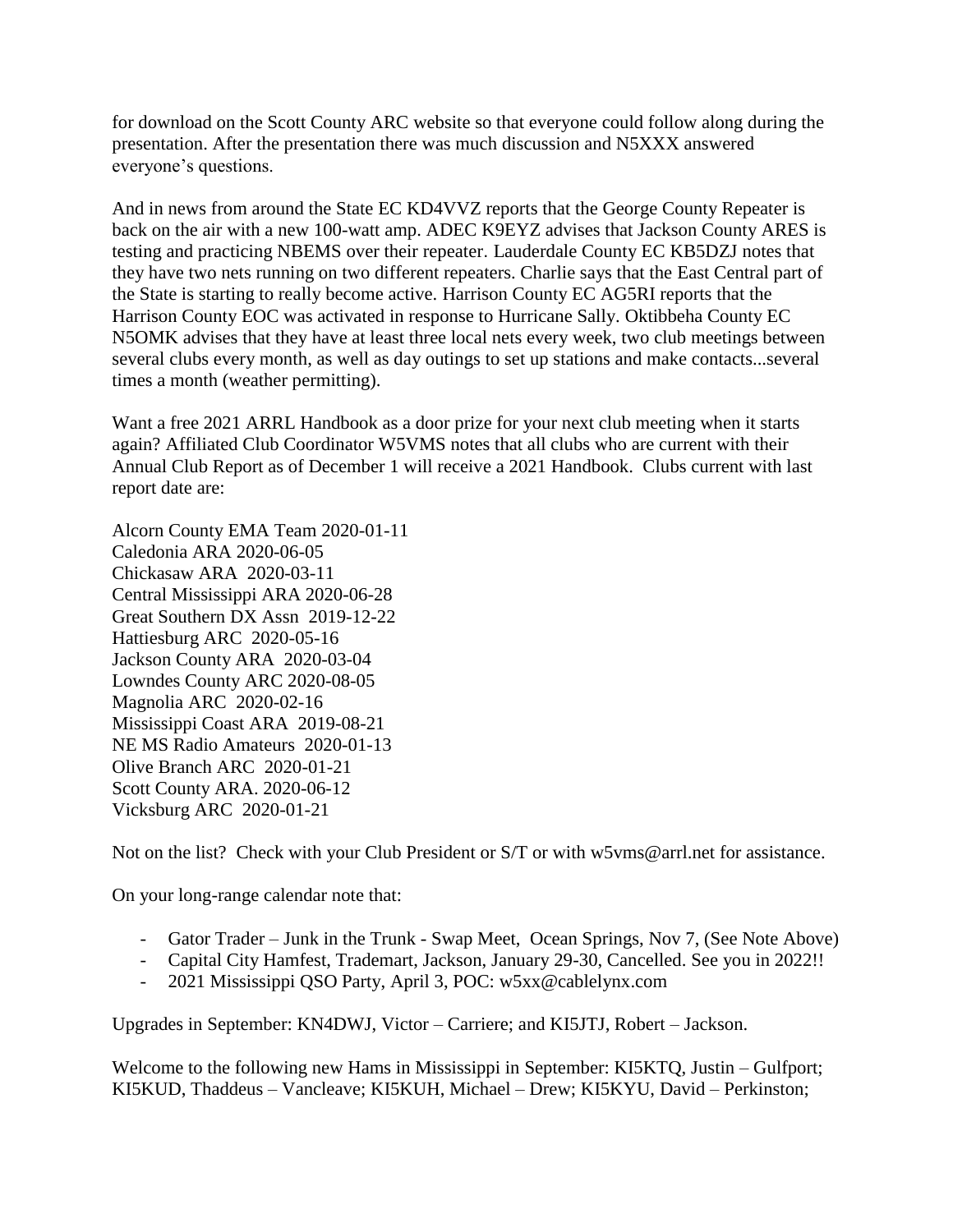for download on the Scott County ARC website so that everyone could follow along during the presentation. After the presentation there was much discussion and N5XXX answered everyone's questions.

And in news from around the State EC KD4VVZ reports that the George County Repeater is back on the air with a new 100-watt amp. ADEC K9EYZ advises that Jackson County ARES is testing and practicing NBEMS over their repeater. Lauderdale County EC KB5DZJ notes that they have two nets running on two different repeaters. Charlie says that the East Central part of the State is starting to really become active. Harrison County EC AG5RI reports that the Harrison County EOC was activated in response to Hurricane Sally. Oktibbeha County EC N5OMK advises that they have at least three local nets every week, two club meetings between several clubs every month, as well as day outings to set up stations and make contacts...several times a month (weather permitting).

Want a free 2021 ARRL Handbook as a door prize for your next club meeting when it starts again? Affiliated Club Coordinator W5VMS notes that all clubs who are current with their Annual Club Report as of December 1 will receive a 2021 Handbook. Clubs current with last report date are:

Alcorn County EMA Team 2020-01-11
Caledonia ARA 2020-06-05
Chickasaw ARA 2020-03-11
Central Mississippi ARA 2020-06-28
Great Southern DX Assn 2019-12-22
Hattiesburg ARC 2020-05-16
Jackson County ARA 2020-03-04
Lowndes County ARC 2020-08-05
Magnolia ARC 2020-02-16
Mississippi Coast ARA 2019-08-21
NE MS Radio Amateurs 2020-01-13
Olive Branch ARC 2020-01-21
Scott County ARA. 2020-06-12
Vicksburg ARC 2020-01-21

Not on the list? Check with your Club President or S/T or with w5vms@arrl.net for assistance.

On your long-range calendar note that:

- Gator Trader – Junk in the Trunk - Swap Meet, Ocean Springs, Nov 7, (See Note Above)
- Capital City Hamfest, Trademart, Jackson, January 29-30, Cancelled. See you in 2022!!
- 2021 Mississippi QSO Party, April 3, POC: w5xx@cablelynx.com

Upgrades in September: KN4DWJ, Victor – Carriere; and KI5JTJ, Robert – Jackson.

Welcome to the following new Hams in Mississippi in September: KI5KTQ, Justin – Gulfport; KI5KUD, Thaddeus – Vancleave; KI5KUH, Michael – Drew; KI5KYU, David – Perkinston;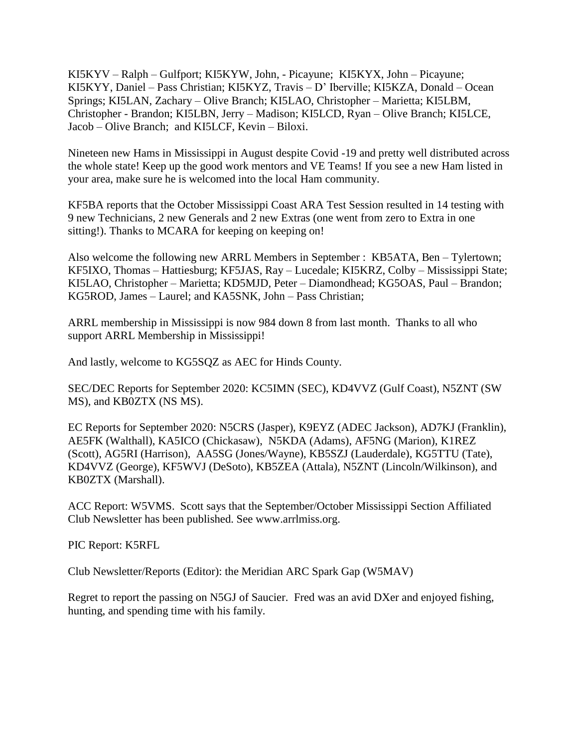KI5KYV – Ralph – Gulfport; KI5KYW, John, - Picayune; KI5KYX, John – Picayune; KI5KYY, Daniel – Pass Christian; KI5KYZ, Travis – D' Iberville; KI5KZA, Donald – Ocean Springs; KI5LAN, Zachary – Olive Branch; KI5LAO, Christopher – Marietta; KI5LBM, Christopher - Brandon; KI5LBN, Jerry – Madison; KI5LCD, Ryan – Olive Branch; KI5LCE, Jacob – Olive Branch; and KI5LCF, Kevin – Biloxi.

Nineteen new Hams in Mississippi in August despite Covid -19 and pretty well distributed across the whole state! Keep up the good work mentors and VE Teams! If you see a new Ham listed in your area, make sure he is welcomed into the local Ham community.

KF5BA reports that the October Mississippi Coast ARA Test Session resulted in 14 testing with 9 new Technicians, 2 new Generals and 2 new Extras (one went from zero to Extra in one sitting!). Thanks to MCARA for keeping on keeping on!

Also welcome the following new ARRL Members in September : KB5ATA, Ben – Tylertown; KF5IXO, Thomas – Hattiesburg; KF5JAS, Ray – Lucedale; KI5KRZ, Colby – Mississippi State; KI5LAO, Christopher – Marietta; KD5MJD, Peter – Diamondhead; KG5OAS, Paul – Brandon; KG5ROD, James – Laurel; and KA5SNK, John – Pass Christian;

ARRL membership in Mississippi is now 984 down 8 from last month. Thanks to all who support ARRL Membership in Mississippi!

And lastly, welcome to KG5SQZ as AEC for Hinds County.

SEC/DEC Reports for September 2020: KC5IMN (SEC), KD4VVZ (Gulf Coast), N5ZNT (SW MS), and KB0ZTX (NS MS).

EC Reports for September 2020: N5CRS (Jasper), K9EYZ (ADEC Jackson), AD7KJ (Franklin), AE5FK (Walthall), KA5ICO (Chickasaw), N5KDA (Adams), AF5NG (Marion), K1REZ (Scott), AG5RI (Harrison), AA5SG (Jones/Wayne), KB5SZJ (Lauderdale), KG5TTU (Tate), KD4VVZ (George), KF5WVJ (DeSoto), KB5ZEA (Attala), N5ZNT (Lincoln/Wilkinson), and KB0ZTX (Marshall).

ACC Report: W5VMS. Scott says that the September/October Mississippi Section Affiliated Club Newsletter has been published. See www.arrlmiss.org.

PIC Report: K5RFL

Club Newsletter/Reports (Editor): the Meridian ARC Spark Gap (W5MAV)

Regret to report the passing on N5GJ of Saucier. Fred was an avid DXer and enjoyed fishing, hunting, and spending time with his family.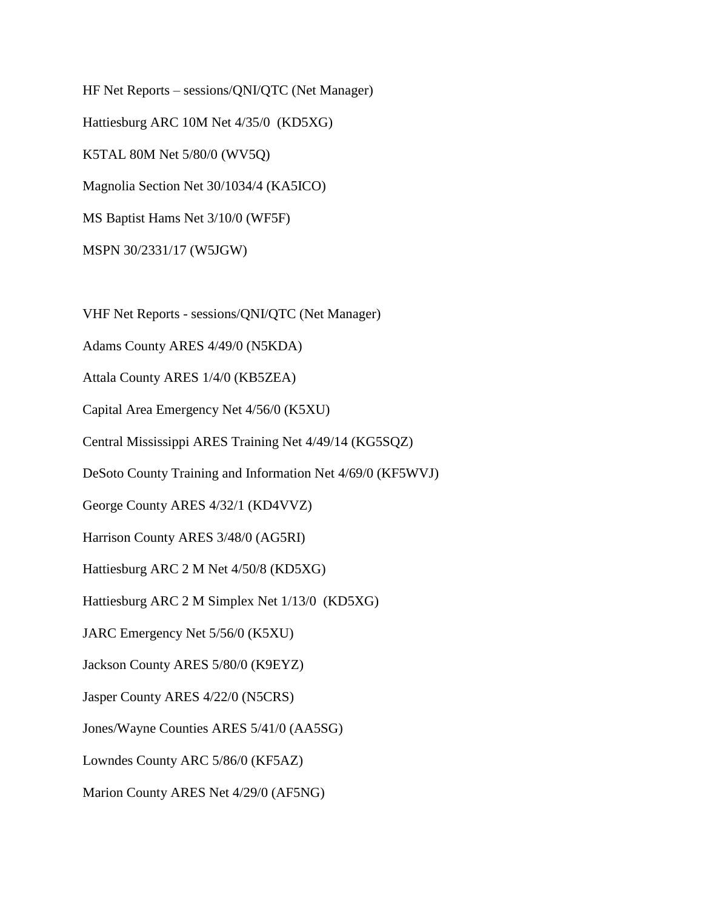HF Net Reports – sessions/QNI/QTC (Net Manager)

Hattiesburg ARC 10M Net 4/35/0 (KD5XG)

K5TAL 80M Net 5/80/0 (WV5Q)

Magnolia Section Net 30/1034/4 (KA5ICO)

MS Baptist Hams Net 3/10/0 (WF5F)

MSPN 30/2331/17 (W5JGW)

VHF Net Reports - sessions/QNI/QTC (Net Manager)

Adams County ARES 4/49/0 (N5KDA)

Attala County ARES 1/4/0 (KB5ZEA)

Capital Area Emergency Net 4/56/0 (K5XU)

Central Mississippi ARES Training Net 4/49/14 (KG5SQZ)

DeSoto County Training and Information Net 4/69/0 (KF5WVJ)

George County ARES 4/32/1 (KD4VVZ)

Harrison County ARES 3/48/0 (AG5RI)

Hattiesburg ARC 2 M Net 4/50/8 (KD5XG)

Hattiesburg ARC 2 M Simplex Net 1/13/0 (KD5XG)

JARC Emergency Net 5/56/0 (K5XU)

Jackson County ARES 5/80/0 (K9EYZ)

Jasper County ARES 4/22/0 (N5CRS)

Jones/Wayne Counties ARES 5/41/0 (AA5SG)

Lowndes County ARC 5/86/0 (KF5AZ)

Marion County ARES Net 4/29/0 (AF5NG)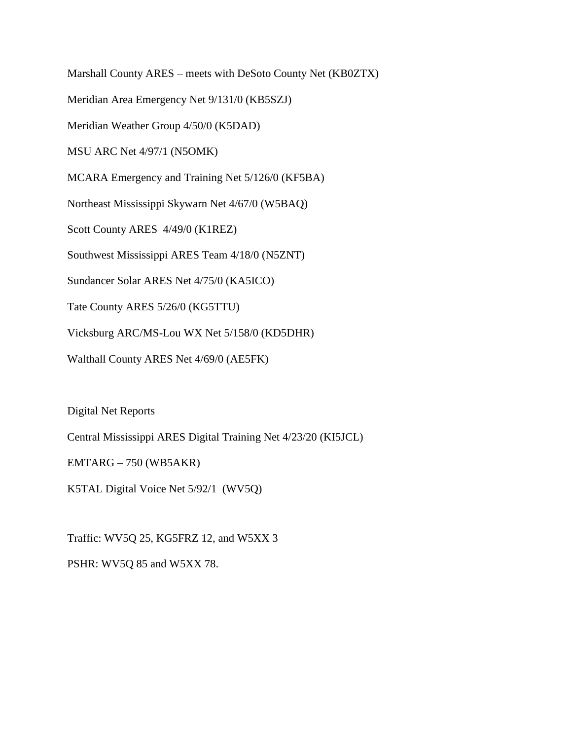Marshall County ARES – meets with DeSoto County Net (KB0ZTX)

Meridian Area Emergency Net 9/131/0 (KB5SZJ)

Meridian Weather Group 4/50/0 (K5DAD)

MSU ARC Net 4/97/1 (N5OMK)

MCARA Emergency and Training Net 5/126/0 (KF5BA)

Northeast Mississippi Skywarn Net 4/67/0 (W5BAQ)

Scott County ARES 4/49/0 (K1REZ)

Southwest Mississippi ARES Team 4/18/0 (N5ZNT)

Sundancer Solar ARES Net 4/75/0 (KA5ICO)

Tate County ARES 5/26/0 (KG5TTU)

Vicksburg ARC/MS-Lou WX Net 5/158/0 (KD5DHR)

Walthall County ARES Net 4/69/0 (AE5FK)

Digital Net Reports

Central Mississippi ARES Digital Training Net 4/23/20 (KI5JCL)

EMTARG – 750 (WB5AKR)

K5TAL Digital Voice Net 5/92/1 (WV5Q)

Traffic: WV5Q 25, KG5FRZ 12, and W5XX 3

PSHR: WV5Q 85 and W5XX 78.